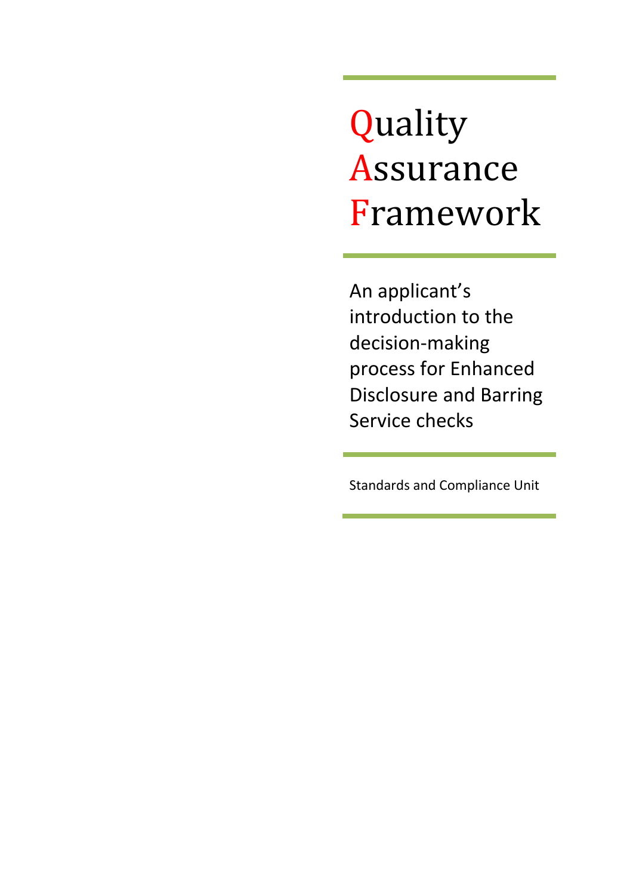# Quality Assurance Framework

An applicant's introduction to the decision-making process for Enhanced Disclosure and Barring Service checks

Standards and Compliance Unit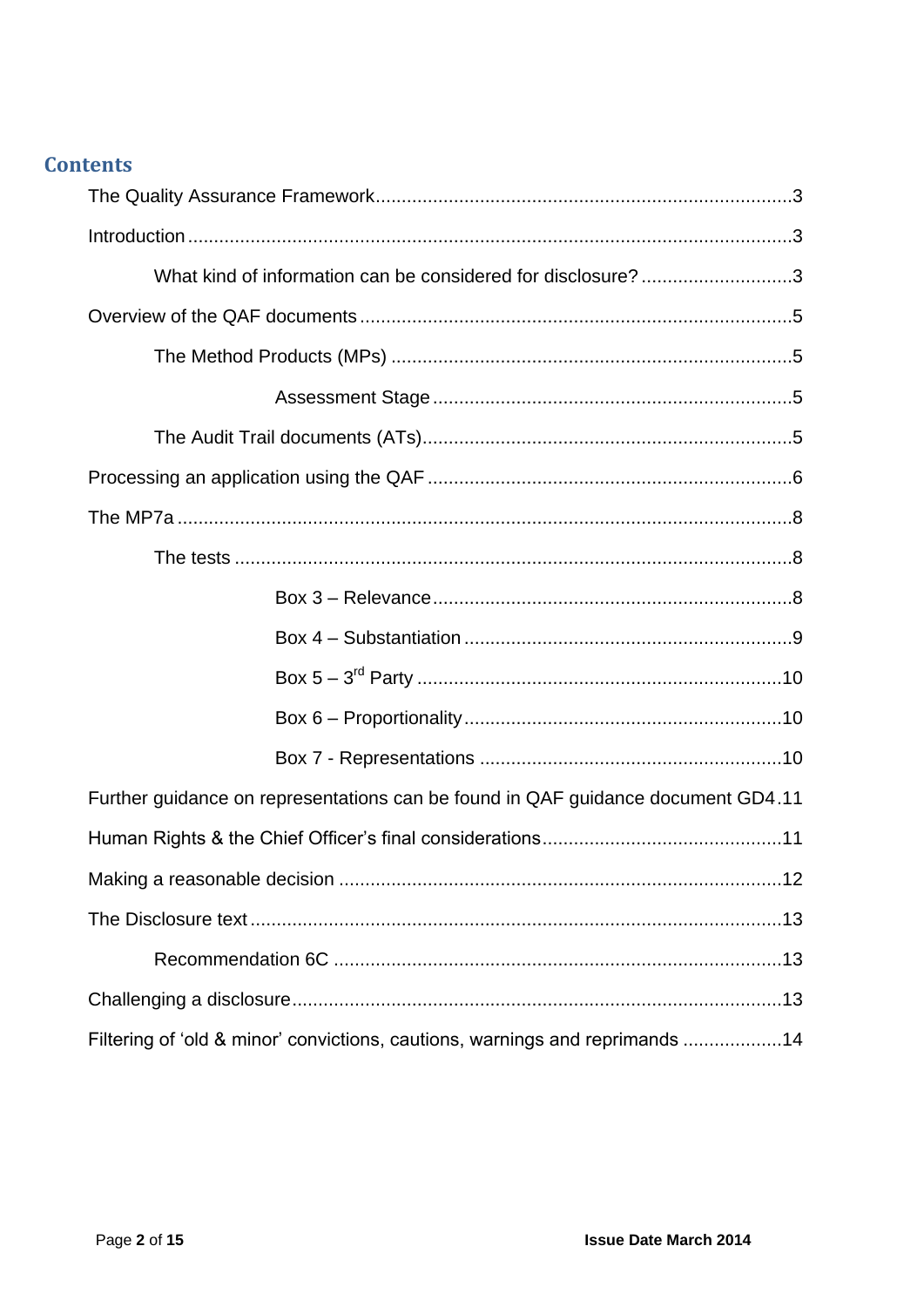## Contents

The Quality Assurance Framework ............................................................................... 3

Introduction ................................................................................................................... 3

    What kind of information can be considered for disclosure? ............................ 3

Overview of the QAF documents .................................................................................. 5

    The Method Products (MPs) ............................................................................ 5

        Assessment Stage .................................................................... 5

    The Audit Trail documents (ATs) ...................................................................... 5

Processing an application using the QAF ..................................................................... 6

The MP7a ..................................................................................................................... 8

    The tests .......................................................................................................... 8

        Box 3 – Relevance .................................................................... 8

        Box 4 – Substantiation .............................................................. 9

        Box 5 – 3rd Party ...................................................................... 10

        Box 6 – Proportionality ............................................................ 10

        Box 7 - Representations .......................................................... 10

Further guidance on representations can be found in QAF guidance document GD4 . 11

Human Rights & the Chief Officer's final considerations ............................................. 11

Making a reasonable decision .................................................................................... 12

The Disclosure text ..................................................................................................... 13

    Recommendation 6C ..................................................................................... 13

Challenging a disclosure ............................................................................................. 13

Filtering of 'old & minor' convictions, cautions, warnings and reprimands .................. 14

Issue Date March 2014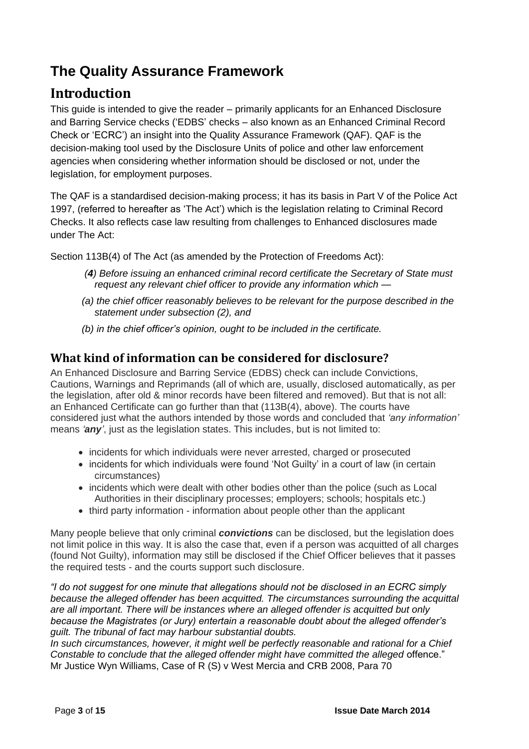# The Quality Assurance Framework

## Introduction

This guide is intended to give the reader – primarily applicants for an Enhanced Disclosure and Barring Service checks ('EDBS' checks – also known as an Enhanced Criminal Record Check or 'ECRC') an insight into the Quality Assurance Framework (QAF). QAF is the decision-making tool used by the Disclosure Units of police and other law enforcement agencies when considering whether information should be disclosed or not, under the legislation, for employment purposes.

The QAF is a standardised decision-making process; it has its basis in Part V of the Police Act 1997, (referred to hereafter as 'The Act') which is the legislation relating to Criminal Record Checks. It also reflects case law resulting from challenges to Enhanced disclosures made under The Act:

Section 113B(4) of The Act (as amended by the Protection of Freedoms Act):

> *(**4**) Before issuing an enhanced criminal record certificate the Secretary of State must request any relevant chief officer to provide any information which —*
>
> *(a) the chief officer reasonably believes to be relevant for the purpose described in the statement under subsection (2), and*
>
> *(b) in the chief officer's opinion, ought to be included in the certificate.*

## What kind of information can be considered for disclosure?

An Enhanced Disclosure and Barring Service (EDBS) check can include Convictions, Cautions, Warnings and Reprimands (all of which are, usually, disclosed automatically, as per the legislation, after old & minor records have been filtered and removed). But that is not all: an Enhanced Certificate can go further than that (113B(4), above). The courts have considered just what the authors intended by those words and concluded that *'any information'* means ***'any'***, just as the legislation states. This includes, but is not limited to:

- incidents for which individuals were never arrested, charged or prosecuted
- incidents for which individuals were found 'Not Guilty' in a court of law (in certain circumstances)
- incidents which were dealt with other bodies other than the police (such as Local Authorities in their disciplinary processes; employers; schools; hospitals etc.)
- third party information - information about people other than the applicant

Many people believe that only criminal ***convictions*** can be disclosed, but the legislation does not limit police in this way. It is also the case that, even if a person was acquitted of all charges (found Not Guilty), information may still be disclosed if the Chief Officer believes that it passes the required tests - and the courts support such disclosure.

*"I do not suggest for one minute that allegations should not be disclosed in an ECRC simply because the alleged offender has been acquitted. The circumstances surrounding the acquittal are all important. There will be instances where an alleged offender is acquitted but only because the Magistrates (or Jury) entertain a reasonable doubt about the alleged offender's guilt. The tribunal of fact may harbour substantial doubts.*
*In such circumstances, however, it might well be perfectly reasonable and rational for a Chief Constable to conclude that the alleged offender might have committed the alleged* offence."
Mr Justice Wyn Williams, Case of R (S) v West Mercia and CRB 2008, Para 70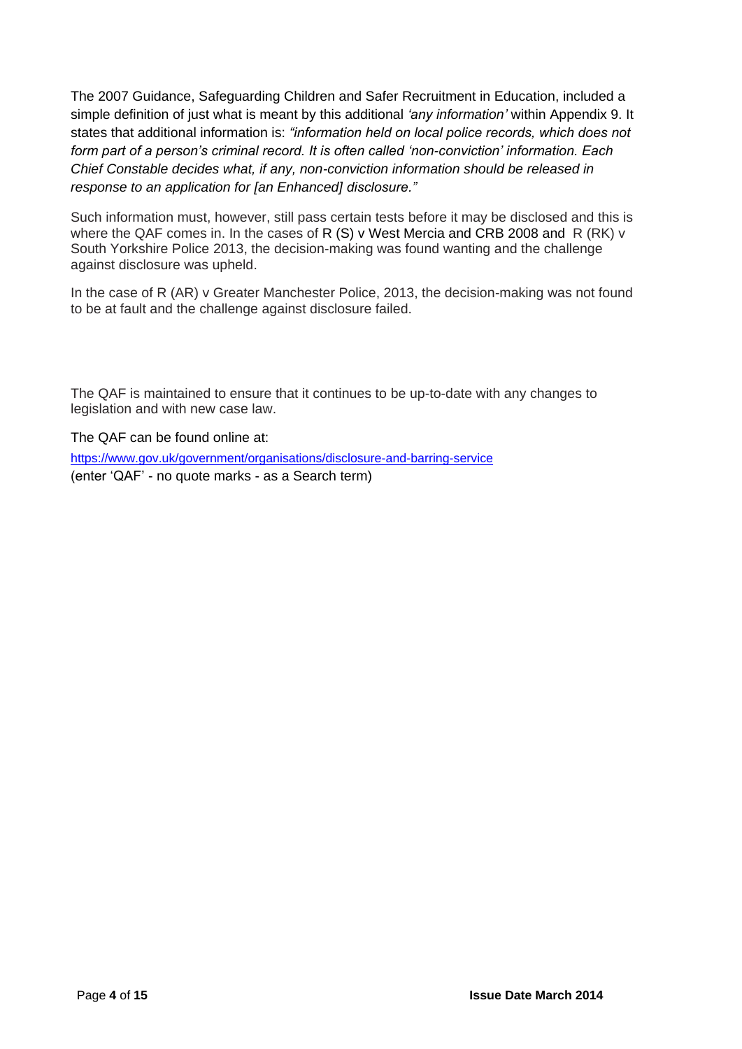The 2007 Guidance, Safeguarding Children and Safer Recruitment in Education, included a simple definition of just what is meant by this additional *'any information'* within Appendix 9. It states that additional information is: *"information held on local police records, which does not form part of a person's criminal record. It is often called 'non-conviction' information. Each Chief Constable decides what, if any, non-conviction information should be released in response to an application for [an Enhanced] disclosure."*

Such information must, however, still pass certain tests before it may be disclosed and this is where the QAF comes in. In the cases of R (S) v West Mercia and CRB 2008 and R (RK) v South Yorkshire Police 2013, the decision-making was found wanting and the challenge against disclosure was upheld.

In the case of R (AR) v Greater Manchester Police, 2013, the decision-making was not found to be at fault and the challenge against disclosure failed.

The QAF is maintained to ensure that it continues to be up-to-date with any changes to legislation and with new case law.

The QAF can be found online at:

https://www.gov.uk/government/organisations/disclosure-and-barring-service
(enter 'QAF' - no quote marks - as a Search term)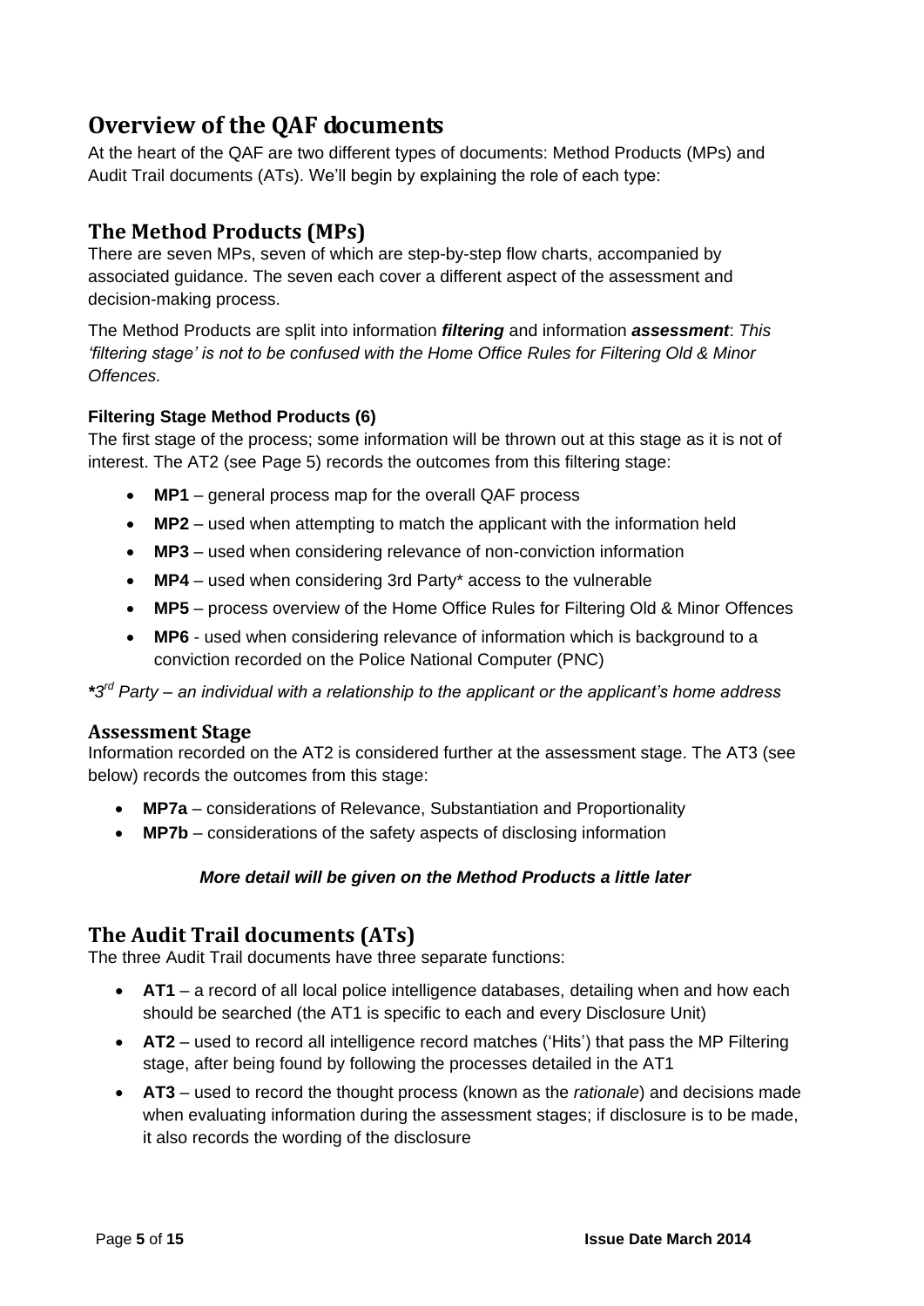# Overview of the QAF documents

At the heart of the QAF are two different types of documents: Method Products (MPs) and Audit Trail documents (ATs). We'll begin by explaining the role of each type:

## The Method Products (MPs)

There are seven MPs, seven of which are step-by-step flow charts, accompanied by associated guidance. The seven each cover a different aspect of the assessment and decision-making process.

The Method Products are split into information ***filtering*** and information ***assessment***: *This 'filtering stage' is not to be confused with the Home Office Rules for Filtering Old & Minor Offences.*

### Filtering Stage Method Products (6)

The first stage of the process; some information will be thrown out at this stage as it is not of interest. The AT2 (see Page 5) records the outcomes from this filtering stage:

- **MP1** – general process map for the overall QAF process
- **MP2** – used when attempting to match the applicant with the information held
- **MP3** – used when considering relevance of non-conviction information
- **MP4** – used when considering 3rd Party* access to the vulnerable
- **MP5** – process overview of the Home Office Rules for Filtering Old & Minor Offences
- **MP6** - used when considering relevance of information which is background to a conviction recorded on the Police National Computer (PNC)

***3rd** *Party – an individual with a relationship to the applicant or the applicant's home address*

### Assessment Stage

Information recorded on the AT2 is considered further at the assessment stage. The AT3 (see below) records the outcomes from this stage:

- **MP7a** – considerations of Relevance, Substantiation and Proportionality
- **MP7b** – considerations of the safety aspects of disclosing information

***More detail will be given on the Method Products a little later***

## The Audit Trail documents (ATs)

The three Audit Trail documents have three separate functions:

- **AT1** – a record of all local police intelligence databases, detailing when and how each should be searched (the AT1 is specific to each and every Disclosure Unit)
- **AT2** – used to record all intelligence record matches ('Hits') that pass the MP Filtering stage, after being found by following the processes detailed in the AT1
- **AT3** – used to record the thought process (known as the *rationale*) and decisions made when evaluating information during the assessment stages; if disclosure is to be made, it also records the wording of the disclosure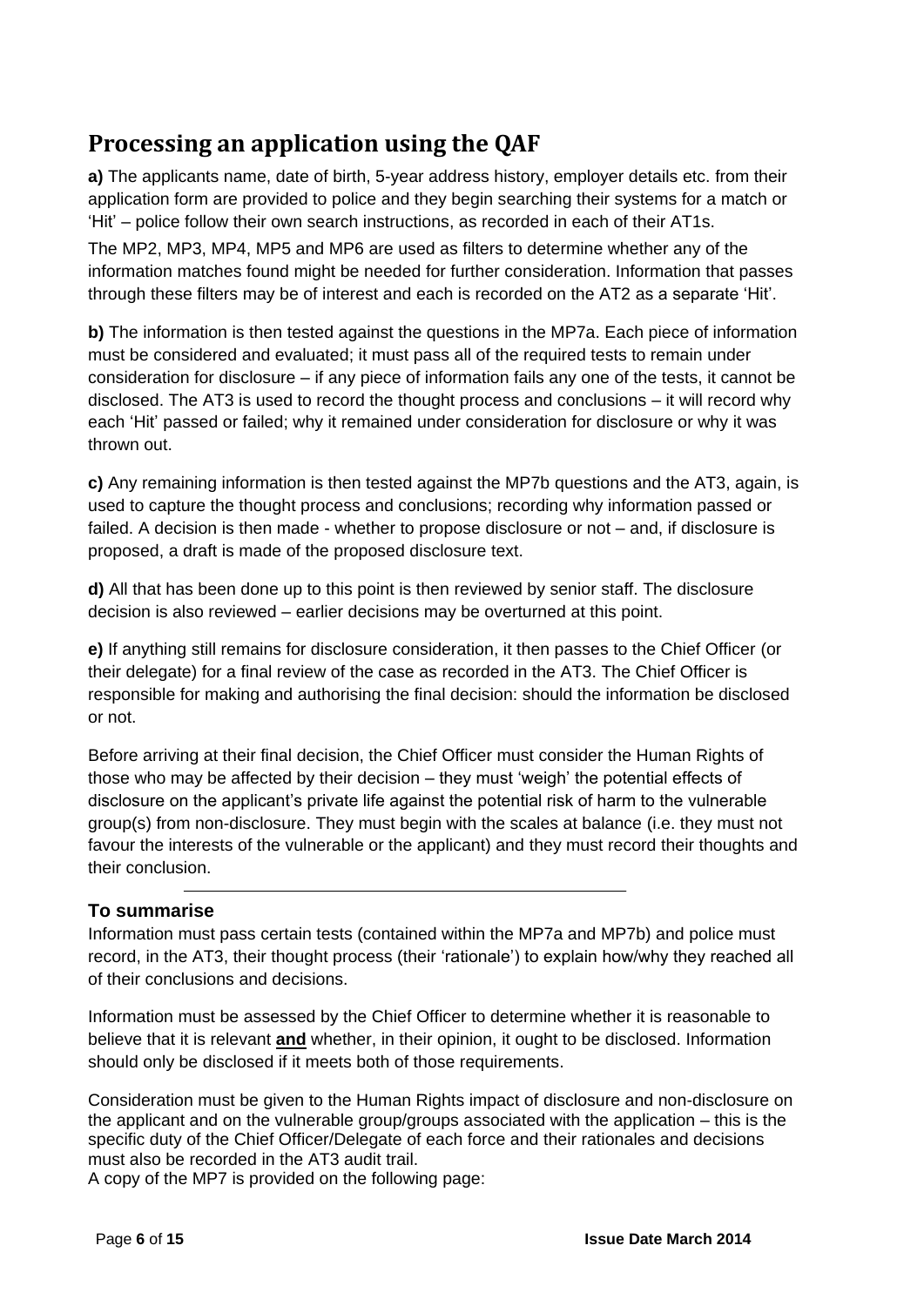## Processing an application using the QAF

**a)** The applicants name, date of birth, 5-year address history, employer details etc. from their application form are provided to police and they begin searching their systems for a match or 'Hit' – police follow their own search instructions, as recorded in each of their AT1s.

The MP2, MP3, MP4, MP5 and MP6 are used as filters to determine whether any of the information matches found might be needed for further consideration. Information that passes through these filters may be of interest and each is recorded on the AT2 as a separate 'Hit'.

**b)** The information is then tested against the questions in the MP7a. Each piece of information must be considered and evaluated; it must pass all of the required tests to remain under consideration for disclosure – if any piece of information fails any one of the tests, it cannot be disclosed. The AT3 is used to record the thought process and conclusions – it will record why each 'Hit' passed or failed; why it remained under consideration for disclosure or why it was thrown out.

**c)** Any remaining information is then tested against the MP7b questions and the AT3, again, is used to capture the thought process and conclusions; recording why information passed or failed. A decision is then made - whether to propose disclosure or not – and, if disclosure is proposed, a draft is made of the proposed disclosure text.

**d)** All that has been done up to this point is then reviewed by senior staff. The disclosure decision is also reviewed – earlier decisions may be overturned at this point.

**e)** If anything still remains for disclosure consideration, it then passes to the Chief Officer (or their delegate) for a final review of the case as recorded in the AT3. The Chief Officer is responsible for making and authorising the final decision: should the information be disclosed or not.

Before arriving at their final decision, the Chief Officer must consider the Human Rights of those who may be affected by their decision – they must 'weigh' the potential effects of disclosure on the applicant's private life against the potential risk of harm to the vulnerable group(s) from non-disclosure. They must begin with the scales at balance (i.e. they must not favour the interests of the vulnerable or the applicant) and they must record their thoughts and their conclusion.

---

### To summarise

Information must pass certain tests (contained within the MP7a and MP7b) and police must record, in the AT3, their thought process (their 'rationale') to explain how/why they reached all of their conclusions and decisions.

Information must be assessed by the Chief Officer to determine whether it is reasonable to believe that it is relevant **and** whether, in their opinion, it ought to be disclosed. Information should only be disclosed if it meets both of those requirements.

Consideration must be given to the Human Rights impact of disclosure and non-disclosure on the applicant and on the vulnerable group/groups associated with the application – this is the specific duty of the Chief Officer/Delegate of each force and their rationales and decisions must also be recorded in the AT3 audit trail.
A copy of the MP7 is provided on the following page: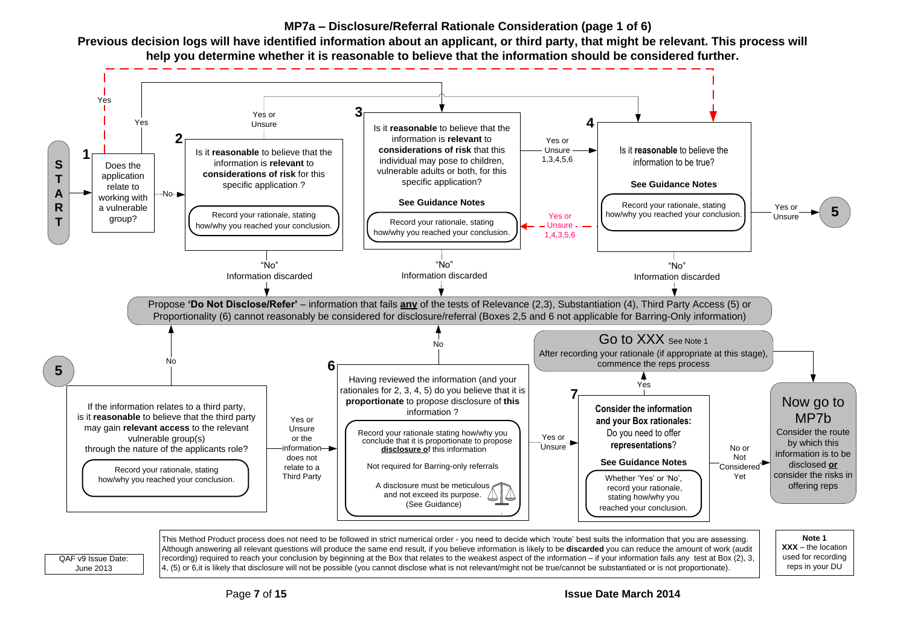## MP7a – Disclosure/Referral Rationale Consideration (page 1 of 6)

**Previous decision logs will have identified information about an applicant, or third party, that might be relevant. This process will help you determine whether it is reasonable to believe that the information should be considered further.**

**START**

**1** Does the application relate to working with a vulnerable group?
- Yes → 3
- Yes → 4
- No → 2

**2** Is it **reasonable** to believe that the information is **relevant** to **considerations of risk** for this specific application ?

Record your rationale, stating how/why you reached your conclusion.

- Yes or Unsure → 3
- "No" Information discarded

**3** Is it **reasonable** to believe that the information is **relevant** to **considerations of risk** that this individual may pose to children, vulnerable adults or both, for this specific application?

**See Guidance Notes**

Record your rationale, stating how/why you reached your conclusion.

- Yes or Unsure 1,3,4,5,6 → 4
- "No" Information discarded

**4** Is it **reasonable** to believe the information to be true?

**See Guidance Notes**

Record your rationale, stating how/why you reached your conclusion.

- Yes or Unsure → 5
- Yes or Unsure 1,4,3,5,6 → 3
- "No" Information discarded

Propose **'Do Not Disclose/Refer'** – information that fails **any** of the tests of Relevance (2,3), Substantiation (4), Third Party Access (5) or Proportionality (6) cannot reasonably be considered for disclosure/referral (Boxes 2,5 and 6 not applicable for Barring-Only information)

**5** If the information relates to a third party, is it **reasonable** to believe that the third party may gain **relevant access** to the relevant vulnerable group(s) through the nature of the applicants role?

Record your rationale, stating how/why you reached your conclusion.

- No → Propose 'Do Not Disclose/Refer'
- Yes or Unsure or the information does not relate to a Third Party → 6

**6** Having reviewed the information (and your rationales for 2, 3, 4, 5) do you believe that it is **proportionate** to propose disclosure of **this** information ?

Record your rationale stating how/why you conclude that it is proportionate to propose **disclosure o**f this information

Not required for Barring-only referrals

A disclosure must be meticulous and not exceed its purpose. (See Guidance)

- No → Propose 'Do Not Disclose/Refer'
- Yes or Unsure → 7

**7** **Consider the information and your Box rationales:** Do you need to offer **representations**?

**See Guidance Notes**

Whether 'Yes' or 'No', record your rationale, stating how/why you reached your conclusion.

- Yes → Go to XXX
- No or Not Considered Yet → Now go to MP7b

**Go to XXX** See Note 1
After recording your rationale (if appropriate at this stage), commence the reps process → Now go to MP7b

**Now go to MP7b**
Consider the route by which this information is to be disclosed **or** consider the risks in offering reps

This Method Product process does not need to be followed in strict numerical order - you need to decide which 'route' best suits the information that you are assessing. Although answering all relevant questions will produce the same end result, if you believe information is likely to be **discarded** you can reduce the amount of work (audit recording) required to reach your conclusion by beginning at the Box that relates to the weakest aspect of the information – if your information fails any test at Box (2), 3, 4, (5) or 6,it is likely that disclosure will not be possible (you cannot disclose what is not relevant/might not be true/cannot be substantiated or is not proportionate).

**Note 1**
**XXX** – the location used for recording reps in your DU

QAF v9 Issue Date: June 2013

**Issue Date March 2014**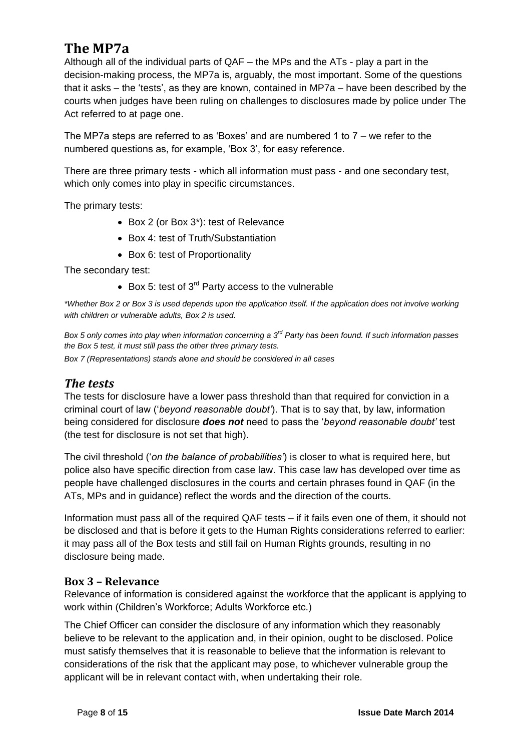# The MP7a

Although all of the individual parts of QAF – the MPs and the ATs - play a part in the decision-making process, the MP7a is, arguably, the most important. Some of the questions that it asks – the 'tests', as they are known, contained in MP7a – have been described by the courts when judges have been ruling on challenges to disclosures made by police under The Act referred to at page one.

The MP7a steps are referred to as 'Boxes' and are numbered 1 to 7 – we refer to the numbered questions as, for example, 'Box 3', for easy reference.

There are three primary tests - which all information must pass - and one secondary test, which only comes into play in specific circumstances.

The primary tests:

- Box 2 (or Box 3*): test of Relevance
- Box 4: test of Truth/Substantiation
- Box 6: test of Proportionality

The secondary test:

- Box 5: test of 3rd Party access to the vulnerable

*\*Whether Box 2 or Box 3 is used depends upon the application itself. If the application does not involve working with children or vulnerable adults, Box 2 is used.*

*Box 5 only comes into play when information concerning a 3rd Party has been found. If such information passes the Box 5 test, it must still pass the other three primary tests.*

*Box 7 (Representations) stands alone and should be considered in all cases*

## *The tests*

The tests for disclosure have a lower pass threshold than that required for conviction in a criminal court of law ('*beyond reasonable doubt*'). That is to say that, by law, information being considered for disclosure ***does not*** need to pass the '*beyond reasonable doubt'* test (the test for disclosure is not set that high).

The civil threshold ('*on the balance of probabilities*') is closer to what is required here, but police also have specific direction from case law. This case law has developed over time as people have challenged disclosures in the courts and certain phrases found in QAF (in the ATs, MPs and in guidance) reflect the words and the direction of the courts.

Information must pass all of the required QAF tests – if it fails even one of them, it should not be disclosed and that is before it gets to the Human Rights considerations referred to earlier: it may pass all of the Box tests and still fail on Human Rights grounds, resulting in no disclosure being made.

### Box 3 – Relevance

Relevance of information is considered against the workforce that the applicant is applying to work within (Children's Workforce; Adults Workforce etc.)

The Chief Officer can consider the disclosure of any information which they reasonably believe to be relevant to the application and, in their opinion, ought to be disclosed. Police must satisfy themselves that it is reasonable to believe that the information is relevant to considerations of the risk that the applicant may pose, to whichever vulnerable group the applicant will be in relevant contact with, when undertaking their role.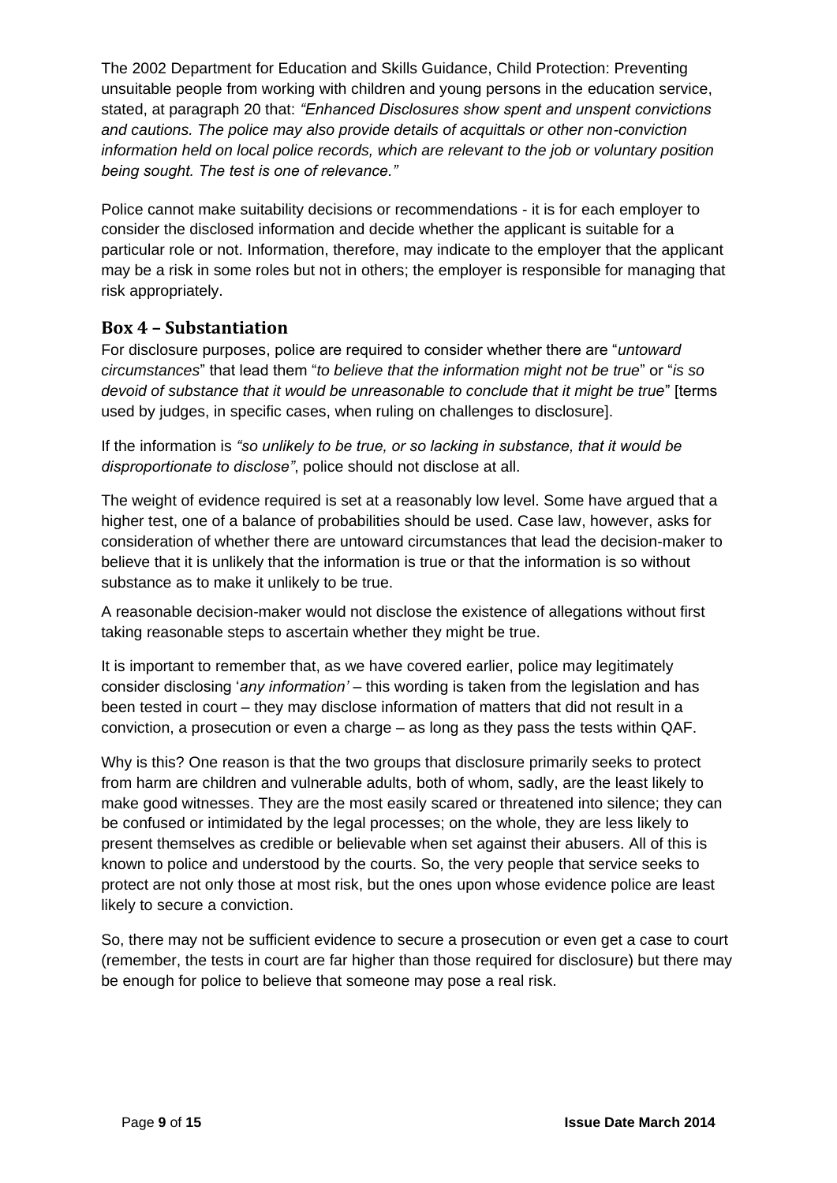The 2002 Department for Education and Skills Guidance, Child Protection: Preventing unsuitable people from working with children and young persons in the education service, stated, at paragraph 20 that: *"Enhanced Disclosures show spent and unspent convictions and cautions. The police may also provide details of acquittals or other non-conviction information held on local police records, which are relevant to the job or voluntary position being sought. The test is one of relevance."*

Police cannot make suitability decisions or recommendations - it is for each employer to consider the disclosed information and decide whether the applicant is suitable for a particular role or not. Information, therefore, may indicate to the employer that the applicant may be a risk in some roles but not in others; the employer is responsible for managing that risk appropriately.

## Box 4 – Substantiation

For disclosure purposes, police are required to consider whether there are "*untoward circumstances*" that lead them "*to believe that the information might not be true*" or "*is so devoid of substance that it would be unreasonable to conclude that it might be true*" [terms used by judges, in specific cases, when ruling on challenges to disclosure].

If the information is *"so unlikely to be true, or so lacking in substance, that it would be disproportionate to disclose"*, police should not disclose at all.

The weight of evidence required is set at a reasonably low level. Some have argued that a higher test, one of a balance of probabilities should be used. Case law, however, asks for consideration of whether there are untoward circumstances that lead the decision-maker to believe that it is unlikely that the information is true or that the information is so without substance as to make it unlikely to be true.

A reasonable decision-maker would not disclose the existence of allegations without first taking reasonable steps to ascertain whether they might be true.

It is important to remember that, as we have covered earlier, police may legitimately consider disclosing '*any information'* – this wording is taken from the legislation and has been tested in court – they may disclose information of matters that did not result in a conviction, a prosecution or even a charge – as long as they pass the tests within QAF.

Why is this? One reason is that the two groups that disclosure primarily seeks to protect from harm are children and vulnerable adults, both of whom, sadly, are the least likely to make good witnesses. They are the most easily scared or threatened into silence; they can be confused or intimidated by the legal processes; on the whole, they are less likely to present themselves as credible or believable when set against their abusers. All of this is known to police and understood by the courts. So, the very people that service seeks to protect are not only those at most risk, but the ones upon whose evidence police are least likely to secure a conviction.

So, there may not be sufficient evidence to secure a prosecution or even get a case to court (remember, the tests in court are far higher than those required for disclosure) but there may be enough for police to believe that someone may pose a real risk.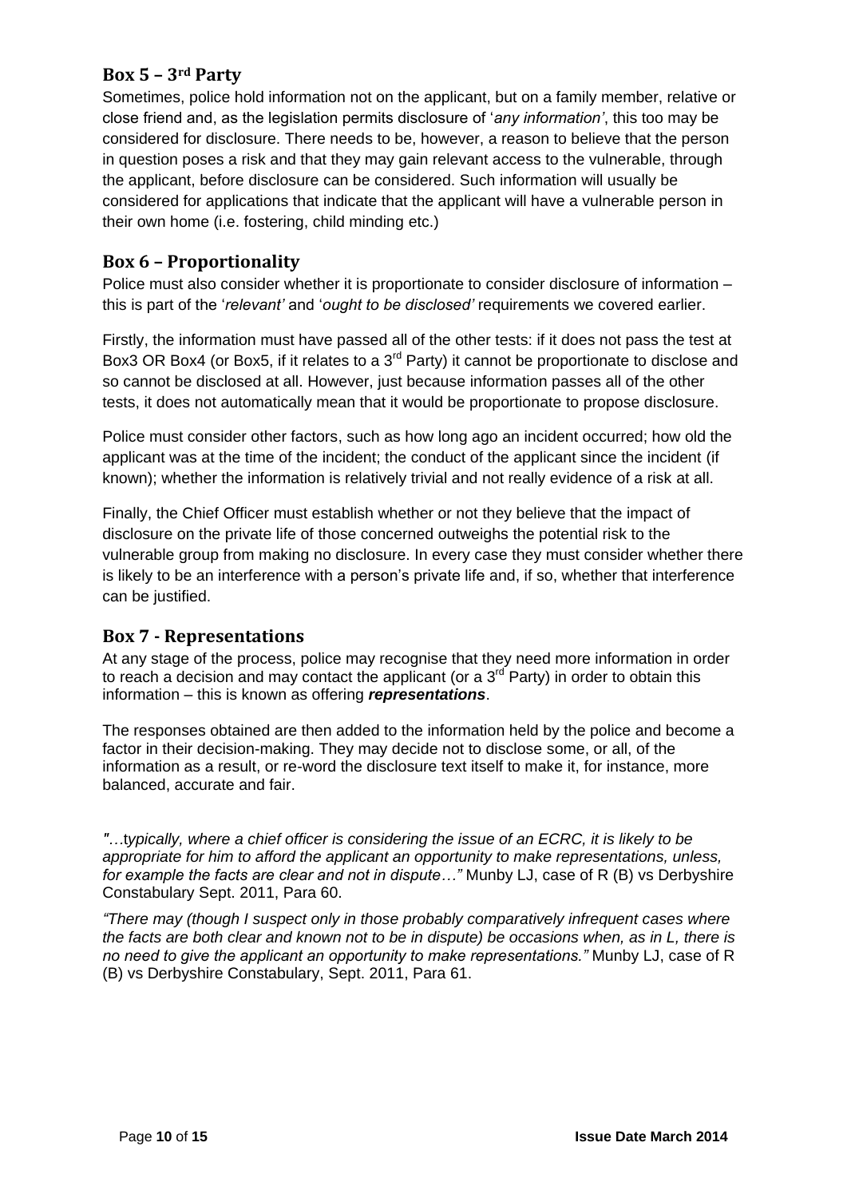## Box 5 – 3rd Party

Sometimes, police hold information not on the applicant, but on a family member, relative or close friend and, as the legislation permits disclosure of '*any information'*, this too may be considered for disclosure. There needs to be, however, a reason to believe that the person in question poses a risk and that they may gain relevant access to the vulnerable, through the applicant, before disclosure can be considered. Such information will usually be considered for applications that indicate that the applicant will have a vulnerable person in their own home (i.e. fostering, child minding etc.)

## Box 6 – Proportionality

Police must also consider whether it is proportionate to consider disclosure of information – this is part of the '*relevant'* and '*ought to be disclosed'* requirements we covered earlier.

Firstly, the information must have passed all of the other tests: if it does not pass the test at Box3 OR Box4 (or Box5, if it relates to a 3rd Party) it cannot be proportionate to disclose and so cannot be disclosed at all. However, just because information passes all of the other tests, it does not automatically mean that it would be proportionate to propose disclosure.

Police must consider other factors, such as how long ago an incident occurred; how old the applicant was at the time of the incident; the conduct of the applicant since the incident (if known); whether the information is relatively trivial and not really evidence of a risk at all.

Finally, the Chief Officer must establish whether or not they believe that the impact of disclosure on the private life of those concerned outweighs the potential risk to the vulnerable group from making no disclosure. In every case they must consider whether there is likely to be an interference with a person's private life and, if so, whether that interference can be justified.

## Box 7 - Representations

At any stage of the process, police may recognise that they need more information in order to reach a decision and may contact the applicant (or a 3rd Party) in order to obtain this information – this is known as offering ***representations***.

The responses obtained are then added to the information held by the police and become a factor in their decision-making. They may decide not to disclose some, or all, of the information as a result, or re-word the disclosure text itself to make it, for instance, more balanced, accurate and fair.

*"…typically, where a chief officer is considering the issue of an ECRC, it is likely to be appropriate for him to afford the applicant an opportunity to make representations, unless, for example the facts are clear and not in dispute…"* Munby LJ, case of R (B) vs Derbyshire Constabulary Sept. 2011, Para 60.

*"There may (though I suspect only in those probably comparatively infrequent cases where the facts are both clear and known not to be in dispute) be occasions when, as in L, there is no need to give the applicant an opportunity to make representations."* Munby LJ, case of R (B) vs Derbyshire Constabulary, Sept. 2011, Para 61.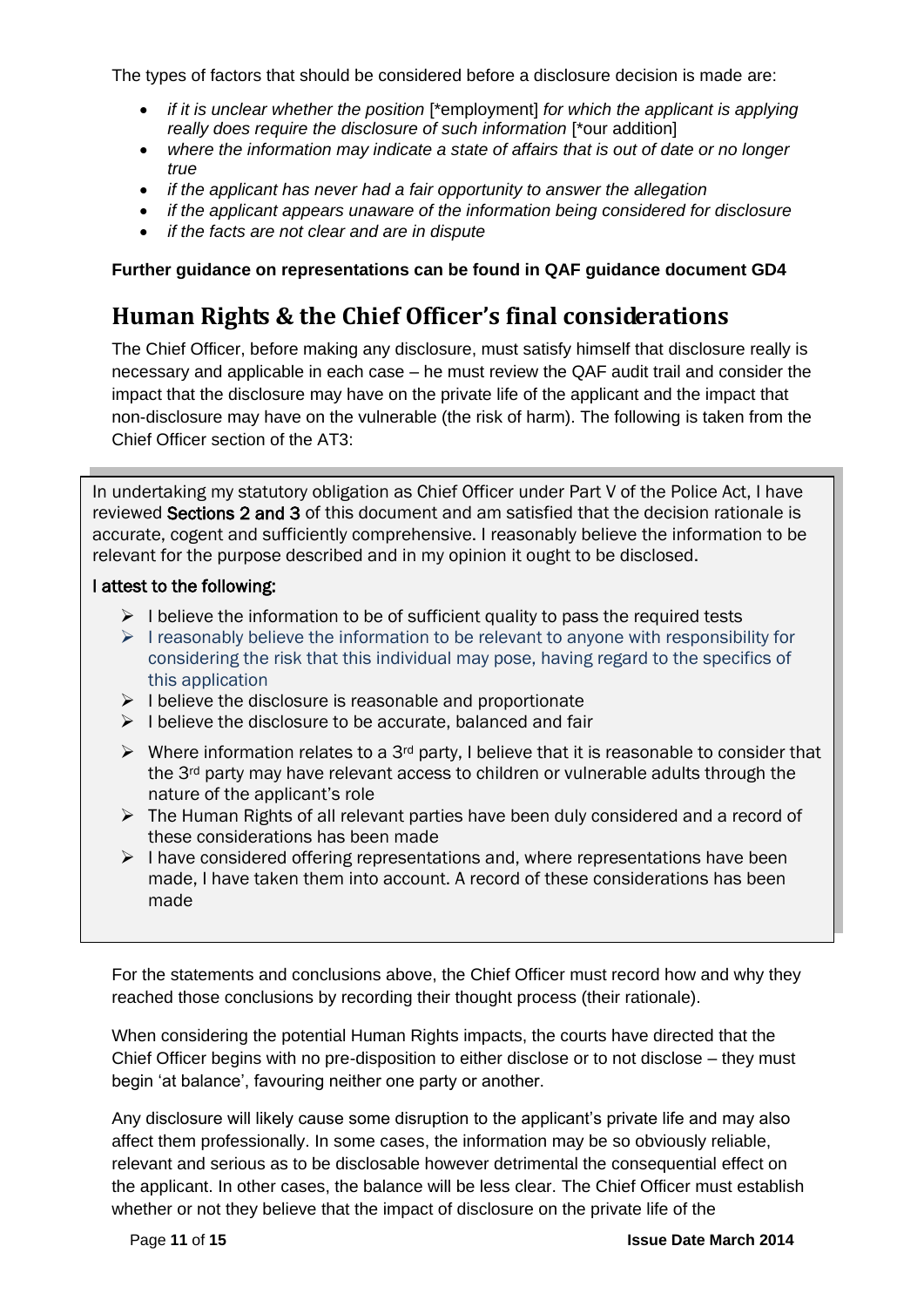The types of factors that should be considered before a disclosure decision is made are:

- *if it is unclear whether the position* [*employment] *for which the applicant is applying really does require the disclosure of such information* [*our addition]
- *where the information may indicate a state of affairs that is out of date or no longer true*
- *if the applicant has never had a fair opportunity to answer the allegation*
- *if the applicant appears unaware of the information being considered for disclosure*
- *if the facts are not clear and are in dispute*

**Further guidance on representations can be found in QAF guidance document GD4**

## Human Rights & the Chief Officer's final considerations

The Chief Officer, before making any disclosure, must satisfy himself that disclosure really is necessary and applicable in each case – he must review the QAF audit trail and consider the impact that the disclosure may have on the private life of the applicant and the impact that non-disclosure may have on the vulnerable (the risk of harm). The following is taken from the Chief Officer section of the AT3:

> In undertaking my statutory obligation as Chief Officer under Part V of the Police Act, I have reviewed **Sections 2 and 3** of this document and am satisfied that the decision rationale is accurate, cogent and sufficiently comprehensive. I reasonably believe the information to be relevant for the purpose described and in my opinion it ought to be disclosed.
>
> **I attest to the following:**
>
> - I believe the information to be of sufficient quality to pass the required tests
> - I reasonably believe the information to be relevant to anyone with responsibility for considering the risk that this individual may pose, having regard to the specifics of this application
> - I believe the disclosure is reasonable and proportionate
> - I believe the disclosure to be accurate, balanced and fair
> - Where information relates to a 3rd party, I believe that it is reasonable to consider that the 3rd party may have relevant access to children or vulnerable adults through the nature of the applicant's role
> - The Human Rights of all relevant parties have been duly considered and a record of these considerations has been made
> - I have considered offering representations and, where representations have been made, I have taken them into account. A record of these considerations has been made

For the statements and conclusions above, the Chief Officer must record how and why they reached those conclusions by recording their thought process (their rationale).

When considering the potential Human Rights impacts, the courts have directed that the Chief Officer begins with no pre-disposition to either disclose or to not disclose – they must begin 'at balance', favouring neither one party or another.

Any disclosure will likely cause some disruption to the applicant's private life and may also affect them professionally. In some cases, the information may be so obviously reliable, relevant and serious as to be disclosable however detrimental the consequential effect on the applicant. In other cases, the balance will be less clear. The Chief Officer must establish whether or not they believe that the impact of disclosure on the private life of the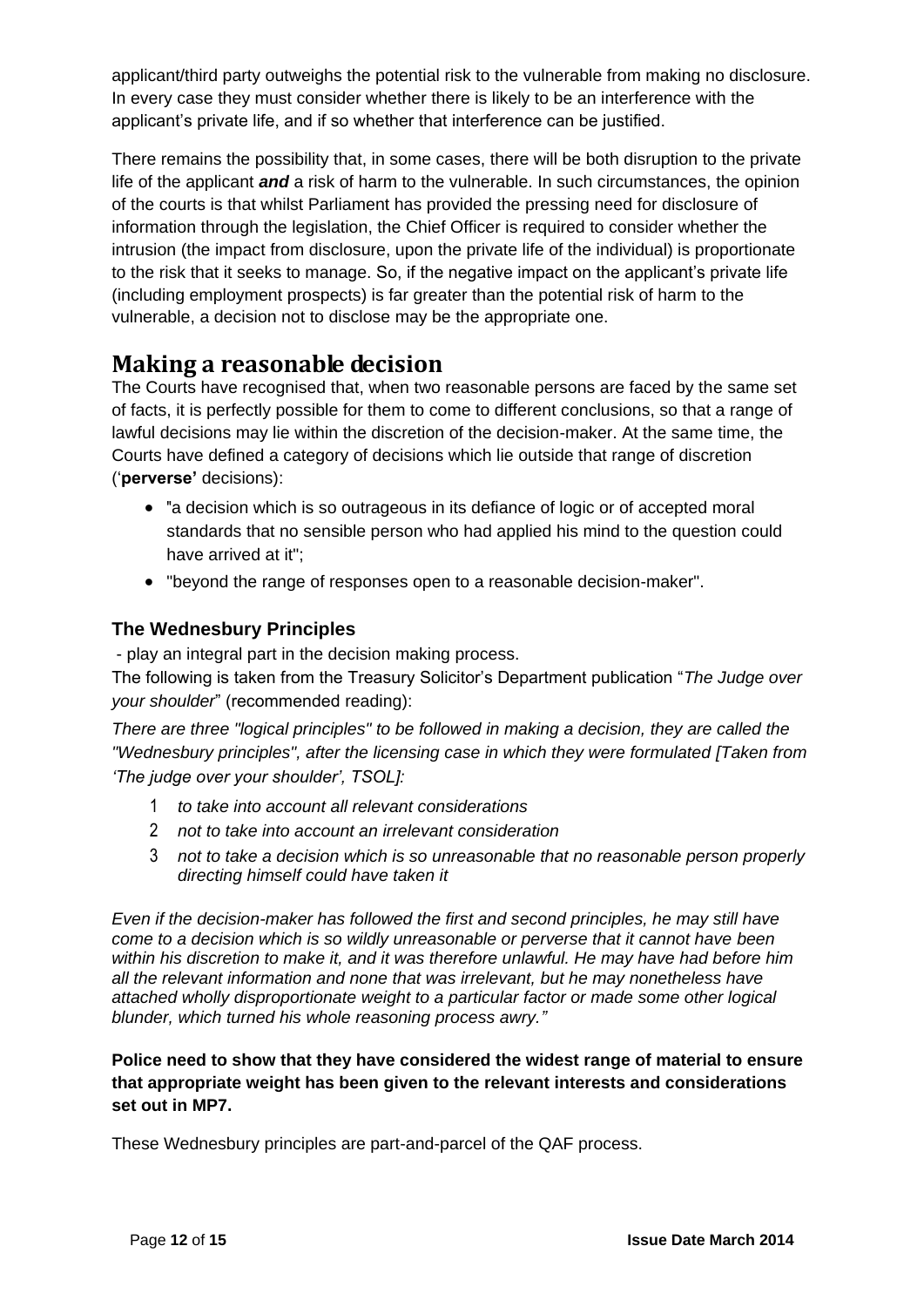applicant/third party outweighs the potential risk to the vulnerable from making no disclosure. In every case they must consider whether there is likely to be an interference with the applicant's private life, and if so whether that interference can be justified.

There remains the possibility that, in some cases, there will be both disruption to the private life of the applicant ***and*** a risk of harm to the vulnerable. In such circumstances, the opinion of the courts is that whilst Parliament has provided the pressing need for disclosure of information through the legislation, the Chief Officer is required to consider whether the intrusion (the impact from disclosure, upon the private life of the individual) is proportionate to the risk that it seeks to manage. So, if the negative impact on the applicant's private life (including employment prospects) is far greater than the potential risk of harm to the vulnerable, a decision not to disclose may be the appropriate one.

## Making a reasonable decision

The Courts have recognised that, when two reasonable persons are faced by the same set of facts, it is perfectly possible for them to come to different conclusions, so that a range of lawful decisions may lie within the discretion of the decision-maker. At the same time, the Courts have defined a category of decisions which lie outside that range of discretion ('**perverse'** decisions):

- "a decision which is so outrageous in its defiance of logic or of accepted moral standards that no sensible person who had applied his mind to the question could have arrived at it";
- "beyond the range of responses open to a reasonable decision-maker".

### The Wednesbury Principles

- play an integral part in the decision making process.

The following is taken from the Treasury Solicitor's Department publication "*The Judge over your shoulder*" (recommended reading):

*There are three "logical principles" to be followed in making a decision, they are called the "Wednesbury principles", after the licensing case in which they were formulated [Taken from 'The judge over your shoulder', TSOL]:*

1. *to take into account all relevant considerations*
2. *not to take into account an irrelevant consideration*
3. *not to take a decision which is so unreasonable that no reasonable person properly directing himself could have taken it*

*Even if the decision-maker has followed the first and second principles, he may still have come to a decision which is so wildly unreasonable or perverse that it cannot have been within his discretion to make it, and it was therefore unlawful. He may have had before him all the relevant information and none that was irrelevant, but he may nonetheless have attached wholly disproportionate weight to a particular factor or made some other logical blunder, which turned his whole reasoning process awry."*

**Police need to show that they have considered the widest range of material to ensure that appropriate weight has been given to the relevant interests and considerations set out in MP7.**

These Wednesbury principles are part-and-parcel of the QAF process.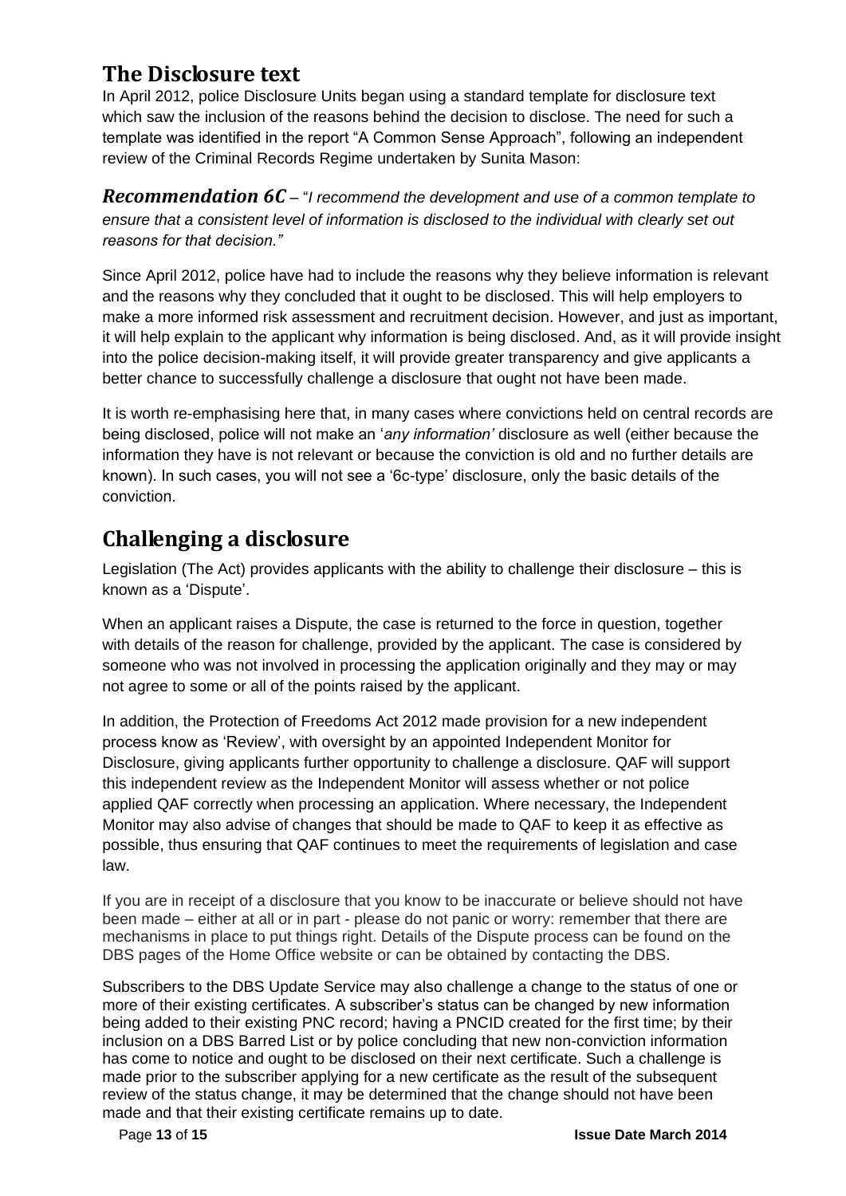## The Disclosure text

In April 2012, police Disclosure Units began using a standard template for disclosure text which saw the inclusion of the reasons behind the decision to disclose. The need for such a template was identified in the report "A Common Sense Approach", following an independent review of the Criminal Records Regime undertaken by Sunita Mason:

***Recommendation 6C*** – "*I recommend the development and use of a common template to ensure that a consistent level of information is disclosed to the individual with clearly set out reasons for that decision."*

Since April 2012, police have had to include the reasons why they believe information is relevant and the reasons why they concluded that it ought to be disclosed. This will help employers to make a more informed risk assessment and recruitment decision. However, and just as important, it will help explain to the applicant why information is being disclosed. And, as it will provide insight into the police decision-making itself, it will provide greater transparency and give applicants a better chance to successfully challenge a disclosure that ought not have been made.

It is worth re-emphasising here that, in many cases where convictions held on central records are being disclosed, police will not make an '*any information'* disclosure as well (either because the information they have is not relevant or because the conviction is old and no further details are known). In such cases, you will not see a '6c-type' disclosure, only the basic details of the conviction.

## Challenging a disclosure

Legislation (The Act) provides applicants with the ability to challenge their disclosure – this is known as a 'Dispute'.

When an applicant raises a Dispute, the case is returned to the force in question, together with details of the reason for challenge, provided by the applicant. The case is considered by someone who was not involved in processing the application originally and they may or may not agree to some or all of the points raised by the applicant.

In addition, the Protection of Freedoms Act 2012 made provision for a new independent process know as 'Review', with oversight by an appointed Independent Monitor for Disclosure, giving applicants further opportunity to challenge a disclosure. QAF will support this independent review as the Independent Monitor will assess whether or not police applied QAF correctly when processing an application. Where necessary, the Independent Monitor may also advise of changes that should be made to QAF to keep it as effective as possible, thus ensuring that QAF continues to meet the requirements of legislation and case law.

If you are in receipt of a disclosure that you know to be inaccurate or believe should not have been made – either at all or in part - please do not panic or worry: remember that there are mechanisms in place to put things right. Details of the Dispute process can be found on the DBS pages of the Home Office website or can be obtained by contacting the DBS.

Subscribers to the DBS Update Service may also challenge a change to the status of one or more of their existing certificates. A subscriber's status can be changed by new information being added to their existing PNC record; having a PNCID created for the first time; by their inclusion on a DBS Barred List or by police concluding that new non-conviction information has come to notice and ought to be disclosed on their next certificate. Such a challenge is made prior to the subscriber applying for a new certificate as the result of the subsequent review of the status change, it may be determined that the change should not have been made and that their existing certificate remains up to date.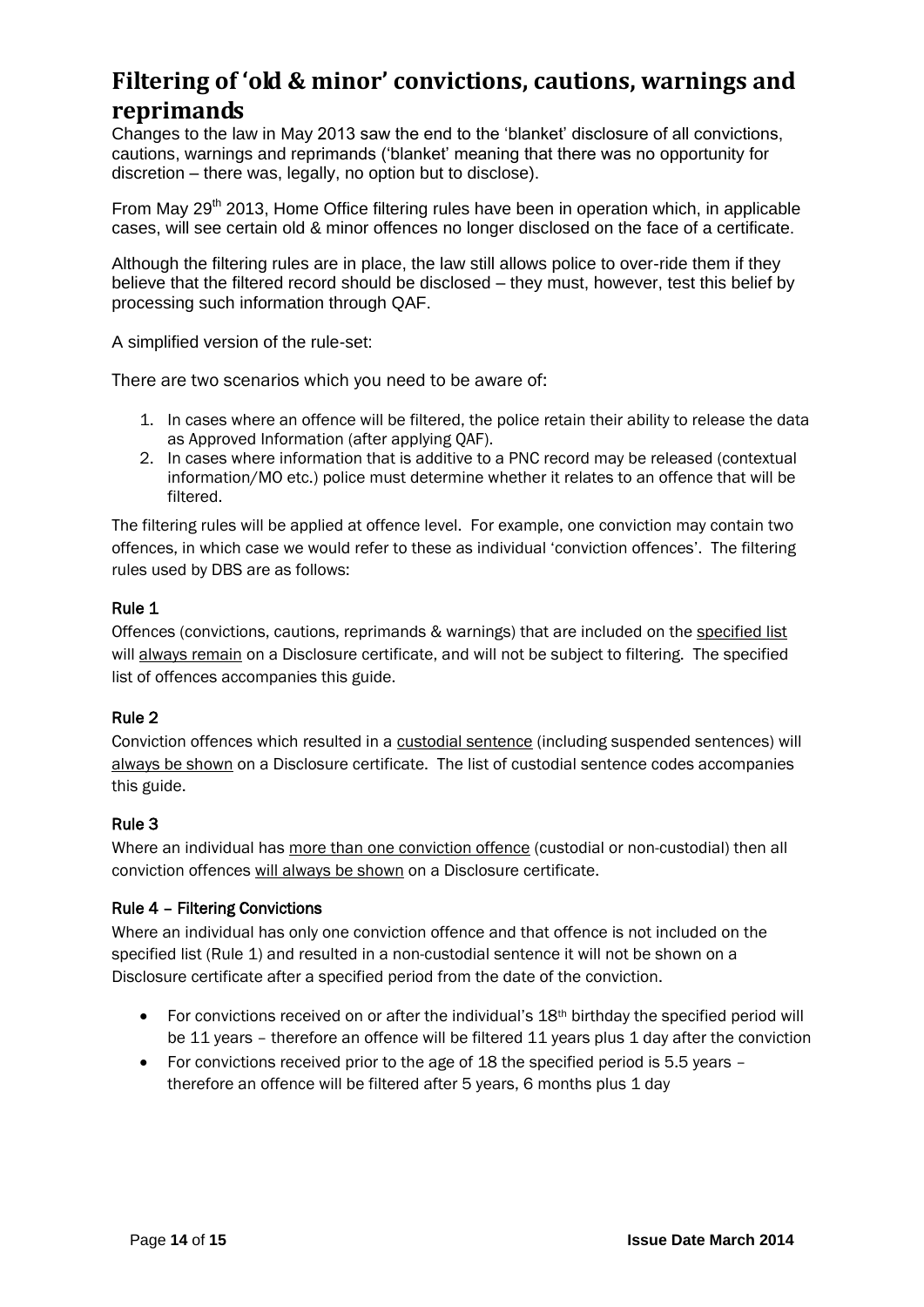# Filtering of 'old & minor' convictions, cautions, warnings and reprimands

Changes to the law in May 2013 saw the end to the 'blanket' disclosure of all convictions, cautions, warnings and reprimands ('blanket' meaning that there was no opportunity for discretion – there was, legally, no option but to disclose).

From May 29th 2013, Home Office filtering rules have been in operation which, in applicable cases, will see certain old & minor offences no longer disclosed on the face of a certificate.

Although the filtering rules are in place, the law still allows police to over-ride them if they believe that the filtered record should be disclosed – they must, however, test this belief by processing such information through QAF.

A simplified version of the rule-set:

There are two scenarios which you need to be aware of:

1. In cases where an offence will be filtered, the police retain their ability to release the data as Approved Information (after applying QAF).
2. In cases where information that is additive to a PNC record may be released (contextual information/MO etc.) police must determine whether it relates to an offence that will be filtered.

The filtering rules will be applied at offence level. For example, one conviction may contain two offences, in which case we would refer to these as individual 'conviction offences'. The filtering rules used by DBS are as follows:

### Rule 1

Offences (convictions, cautions, reprimands & warnings) that are included on the specified list will always remain on a Disclosure certificate, and will not be subject to filtering. The specified list of offences accompanies this guide.

### Rule 2

Conviction offences which resulted in a custodial sentence (including suspended sentences) will always be shown on a Disclosure certificate. The list of custodial sentence codes accompanies this guide.

### Rule 3

Where an individual has more than one conviction offence (custodial or non-custodial) then all conviction offences will always be shown on a Disclosure certificate.

### Rule 4 – Filtering Convictions

Where an individual has only one conviction offence and that offence is not included on the specified list (Rule 1) and resulted in a non-custodial sentence it will not be shown on a Disclosure certificate after a specified period from the date of the conviction.

- For convictions received on or after the individual's 18th birthday the specified period will be 11 years – therefore an offence will be filtered 11 years plus 1 day after the conviction
- For convictions received prior to the age of 18 the specified period is 5.5 years – therefore an offence will be filtered after 5 years, 6 months plus 1 day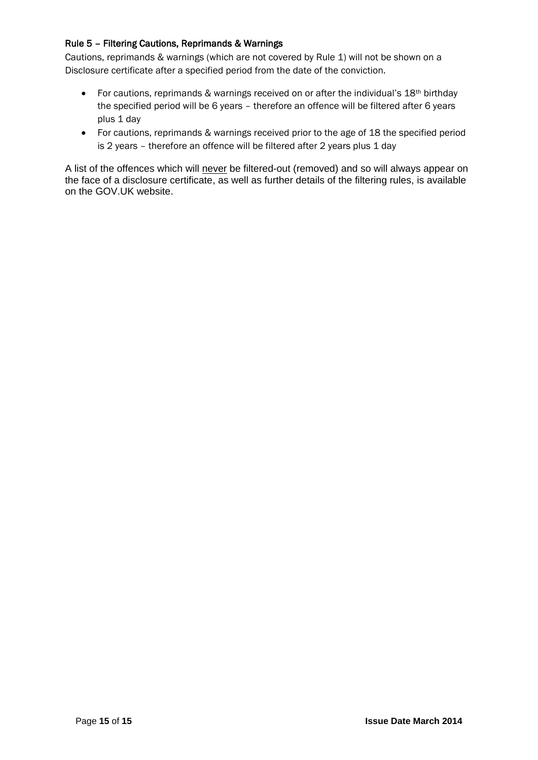### Rule 5 – Filtering Cautions, Reprimands & Warnings

Cautions, reprimands & warnings (which are not covered by Rule 1) will not be shown on a Disclosure certificate after a specified period from the date of the conviction.

- For cautions, reprimands & warnings received on or after the individual's 18th birthday the specified period will be 6 years – therefore an offence will be filtered after 6 years plus 1 day
- For cautions, reprimands & warnings received prior to the age of 18 the specified period is 2 years – therefore an offence will be filtered after 2 years plus 1 day

A list of the offences which will <u>never</u> be filtered-out (removed) and so will always appear on the face of a disclosure certificate, as well as further details of the filtering rules, is available on the GOV.UK website.